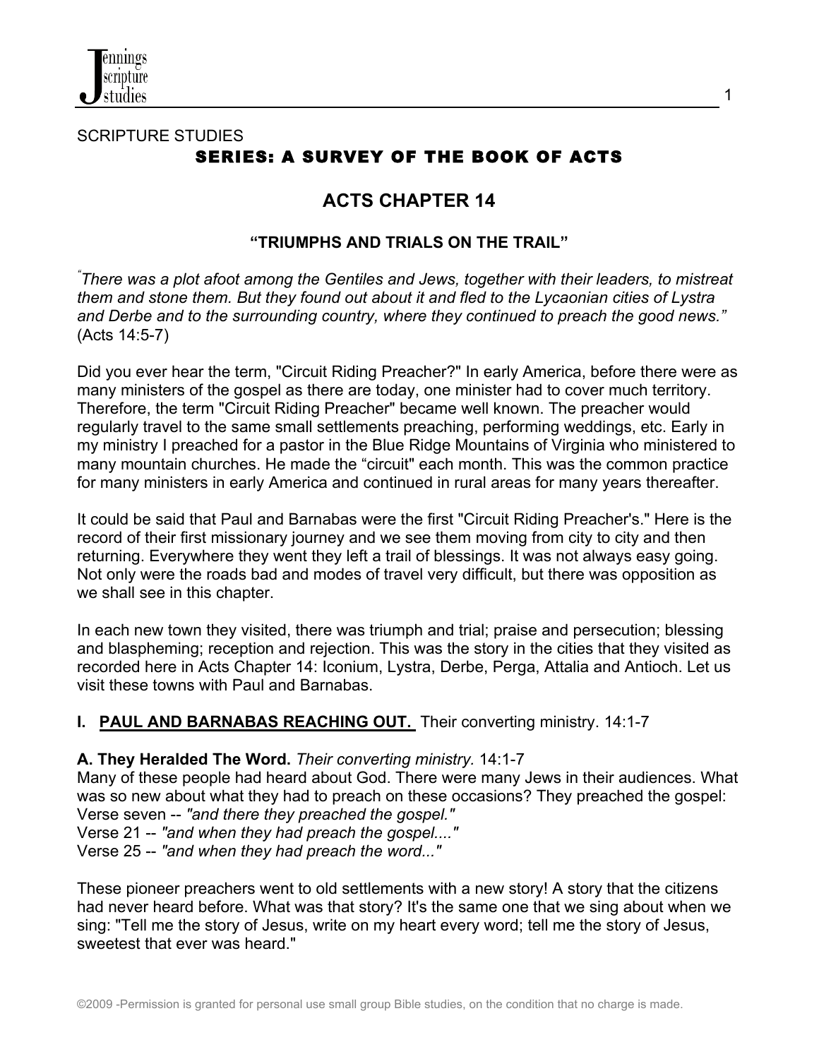SCRIPTURE STUDIES

# SERIES: A SURVEY OF THE BOOK OF ACTS

## ACTS CHAPTER 14

### "TRIUMPHS AND TRIALS ON THE TRAIL"

*"There was a plot afoot among the Gentiles and Jews, together with their leaders, to mistreat them and stone them. But they found out about it and fled to the Lycaonian cities of Lystra and Derbe and to the surrounding country, where they continued to preach the good news."* (Acts 14:5-7)

Did you ever hear the term, "Circuit Riding Preacher?" In early America, before there were as many ministers of the gospel as there are today, one minister had to cover much territory. Therefore, the term "Circuit Riding Preacher" became well known. The preacher would regularly travel to the same small settlements preaching, performing weddings, etc. Early in my ministry I preached for a pastor in the Blue Ridge Mountains of Virginia who ministered to many mountain churches. He made the "circuit" each month. This was the common practice for many ministers in early America and continued in rural areas for many years thereafter.

It could be said that Paul and Barnabas were the first "Circuit Riding Preacher's." Here is the record of their first missionary journey and we see them moving from city to city and then returning. Everywhere they went they left a trail of blessings. It was not always easy going. Not only were the roads bad and modes of travel very difficult, but there was opposition as we shall see in this chapter.

In each new town they visited, there was triumph and trial; praise and persecution; blessing and blaspheming; reception and rejection. This was the story in the cities that they visited as recorded here in Acts Chapter 14: Iconium, Lystra, Derbe, Perga, Attalia and Antioch. Let us visit these towns with Paul and Barnabas.

**I. PAUL AND BARNABAS REACHING OUT.** Their converting ministry. 14:1-7

**A. They Heralded The Word.** *Their converting ministry.* 14:1-7

Many of these people had heard about God. There were many Jews in their audiences. What was so new about what they had to preach on these occasions? They preached the gospel:

Verse seven -- *"and there they preached the gospel."*

Verse 21 -- *"and when they had preach the gospel...."*

Verse 25 -- *"and when they had preach the word..."*

These pioneer preachers went to old settlements with a new story! A story that the citizens had never heard before. What was that story? It's the same one that we sing about when we sing: "Tell me the story of Jesus, write on my heart every word; tell me the story of Jesus, sweetest that ever was heard."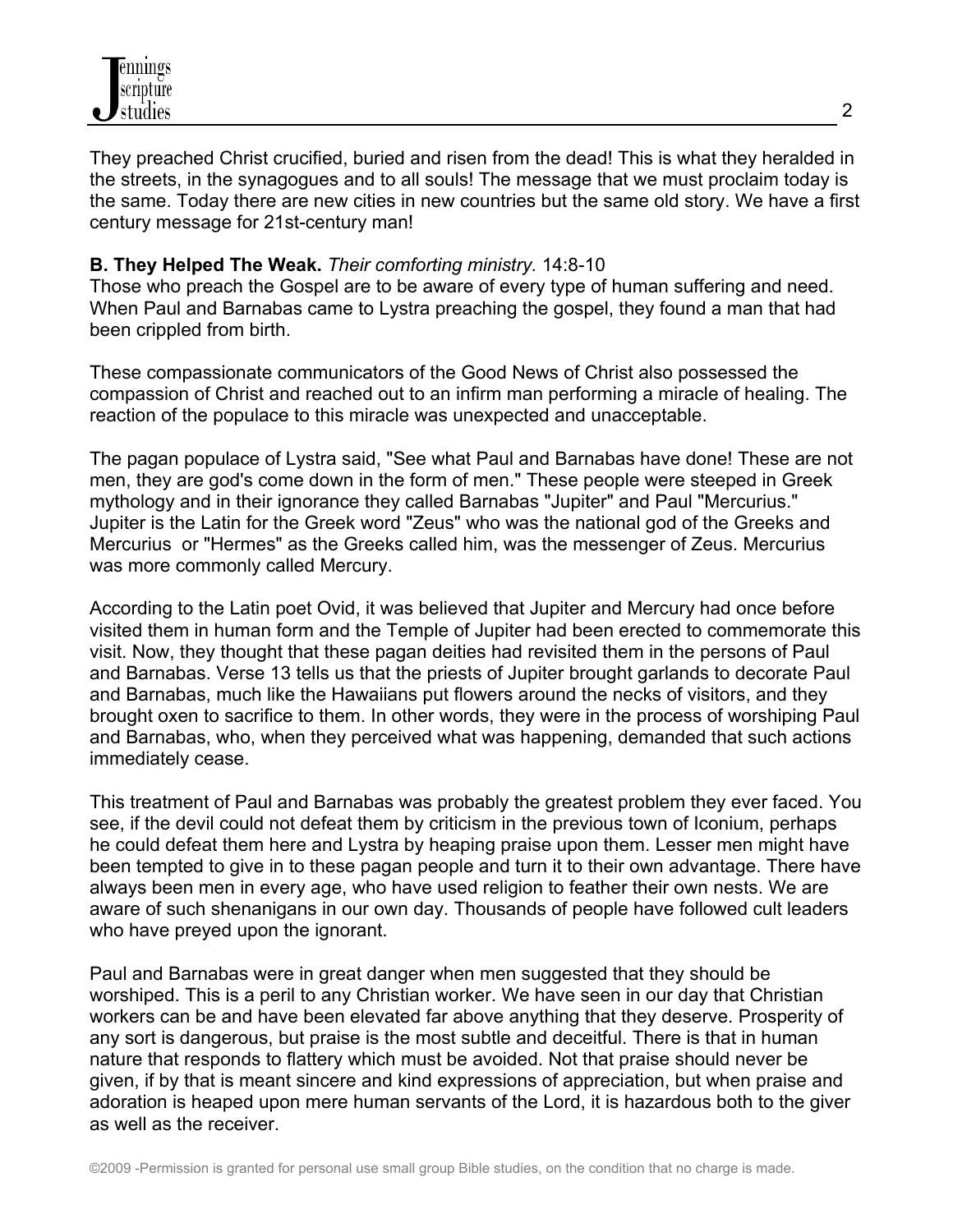They preached Christ crucified, buried and risen from the dead! This is what they heralded in the streets, in the synagogues and to all souls! The message that we must proclaim today is the same. Today there are new cities in new countries but the same old story. We have a first century message for 21st-century man!

**B. They Helped The Weak.** *Their comforting ministry.* 14:8-10
Those who preach the Gospel are to be aware of every type of human suffering and need. When Paul and Barnabas came to Lystra preaching the gospel, they found a man that had been crippled from birth.

These compassionate communicators of the Good News of Christ also possessed the compassion of Christ and reached out to an infirm man performing a miracle of healing. The reaction of the populace to this miracle was unexpected and unacceptable.

The pagan populace of Lystra said, "See what Paul and Barnabas have done! These are not men, they are god's come down in the form of men." These people were steeped in Greek mythology and in their ignorance they called Barnabas "Jupiter" and Paul "Mercurius." Jupiter is the Latin for the Greek word "Zeus" who was the national god of the Greeks and Mercurius or "Hermes" as the Greeks called him, was the messenger of Zeus. Mercurius was more commonly called Mercury.

According to the Latin poet Ovid, it was believed that Jupiter and Mercury had once before visited them in human form and the Temple of Jupiter had been erected to commemorate this visit. Now, they thought that these pagan deities had revisited them in the persons of Paul and Barnabas. Verse 13 tells us that the priests of Jupiter brought garlands to decorate Paul and Barnabas, much like the Hawaiians put flowers around the necks of visitors, and they brought oxen to sacrifice to them. In other words, they were in the process of worshiping Paul and Barnabas, who, when they perceived what was happening, demanded that such actions immediately cease.

This treatment of Paul and Barnabas was probably the greatest problem they ever faced. You see, if the devil could not defeat them by criticism in the previous town of Iconium, perhaps he could defeat them here and Lystra by heaping praise upon them. Lesser men might have been tempted to give in to these pagan people and turn it to their own advantage. There have always been men in every age, who have used religion to feather their own nests. We are aware of such shenanigans in our own day. Thousands of people have followed cult leaders who have preyed upon the ignorant.

Paul and Barnabas were in great danger when men suggested that they should be worshiped. This is a peril to any Christian worker. We have seen in our day that Christian workers can be and have been elevated far above anything that they deserve. Prosperity of any sort is dangerous, but praise is the most subtle and deceitful. There is that in human nature that responds to flattery which must be avoided. Not that praise should never be given, if by that is meant sincere and kind expressions of appreciation, but when praise and adoration is heaped upon mere human servants of the Lord, it is hazardous both to the giver as well as the receiver.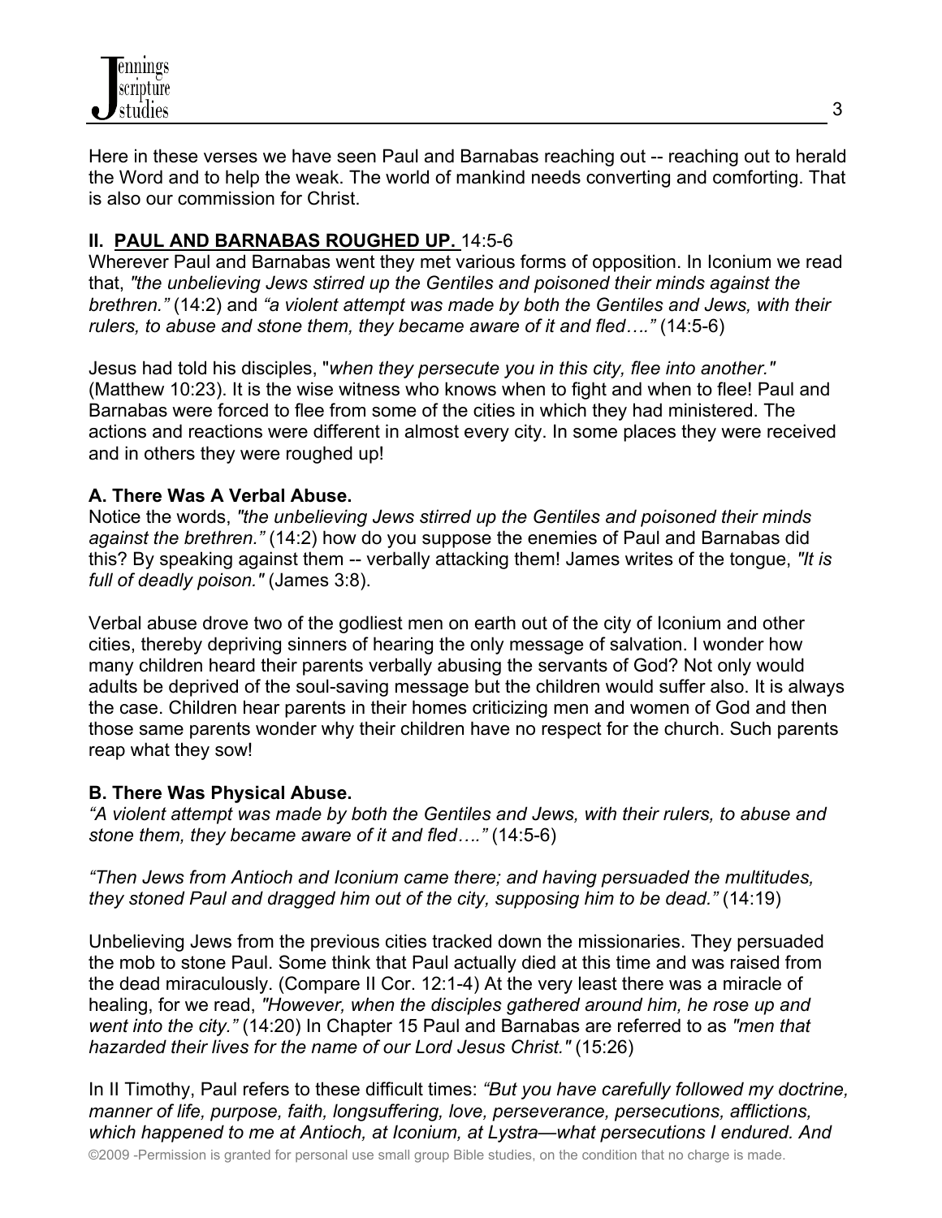Here in these verses we have seen Paul and Barnabas reaching out -- reaching out to herald the Word and to help the weak. The world of mankind needs converting and comforting. That is also our commission for Christ.

## II. PAUL AND BARNABAS ROUGHED UP. 14:5-6

Wherever Paul and Barnabas went they met various forms of opposition. In Iconium we read that, *"the unbelieving Jews stirred up the Gentiles and poisoned their minds against the brethren."* (14:2) and *"a violent attempt was made by both the Gentiles and Jews, with their rulers, to abuse and stone them, they became aware of it and fled…."* (14:5-6)

Jesus had told his disciples, "*when they persecute you in this city, flee into another."* (Matthew 10:23). It is the wise witness who knows when to fight and when to flee! Paul and Barnabas were forced to flee from some of the cities in which they had ministered. The actions and reactions were different in almost every city. In some places they were received and in others they were roughed up!

### A. There Was A Verbal Abuse.

Notice the words, *"the unbelieving Jews stirred up the Gentiles and poisoned their minds against the brethren."* (14:2) how do you suppose the enemies of Paul and Barnabas did this? By speaking against them -- verbally attacking them! James writes of the tongue, *"It is full of deadly poison."* (James 3:8).

Verbal abuse drove two of the godliest men on earth out of the city of Iconium and other cities, thereby depriving sinners of hearing the only message of salvation. I wonder how many children heard their parents verbally abusing the servants of God? Not only would adults be deprived of the soul-saving message but the children would suffer also. It is always the case. Children hear parents in their homes criticizing men and women of God and then those same parents wonder why their children have no respect for the church. Such parents reap what they sow!

### B. There Was Physical Abuse.

*"A violent attempt was made by both the Gentiles and Jews, with their rulers, to abuse and stone them, they became aware of it and fled…."* (14:5-6)

*"Then Jews from Antioch and Iconium came there; and having persuaded the multitudes, they stoned Paul and dragged him out of the city, supposing him to be dead."* (14:19)

Unbelieving Jews from the previous cities tracked down the missionaries. They persuaded the mob to stone Paul. Some think that Paul actually died at this time and was raised from the dead miraculously. (Compare II Cor. 12:1-4) At the very least there was a miracle of healing, for we read, *"However, when the disciples gathered around him, he rose up and went into the city."* (14:20) In Chapter 15 Paul and Barnabas are referred to as *"men that hazarded their lives for the name of our Lord Jesus Christ."* (15:26)

In II Timothy, Paul refers to these difficult times: *"But you have carefully followed my doctrine, manner of life, purpose, faith, longsuffering, love, perseverance, persecutions, afflictions, which happened to me at Antioch, at Iconium, at Lystra—what persecutions I endured. And*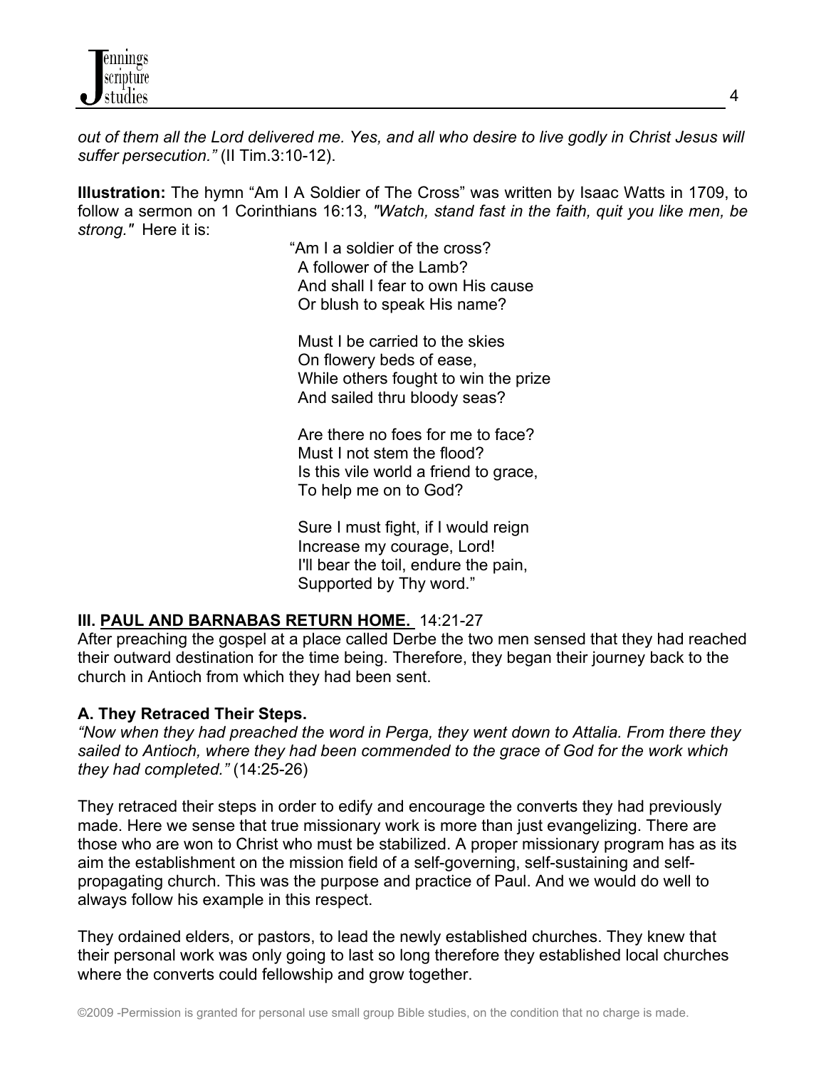*out of them all the Lord delivered me. Yes, and all who desire to live godly in Christ Jesus will suffer persecution."* (II Tim.3:10-12).

**Illustration:** The hymn "Am I A Soldier of The Cross" was written by Isaac Watts in 1709, to follow a sermon on 1 Corinthians 16:13, *"Watch, stand fast in the faith, quit you like men, be strong."* Here it is:

"Am I a soldier of the cross?
A follower of the Lamb?
And shall I fear to own His cause
Or blush to speak His name?

Must I be carried to the skies
On flowery beds of ease,
While others fought to win the prize
And sailed thru bloody seas?

Are there no foes for me to face?
Must I not stem the flood?
Is this vile world a friend to grace,
To help me on to God?

Sure I must fight, if I would reign
Increase my courage, Lord!
I'll bear the toil, endure the pain,
Supported by Thy word."

## III. PAUL AND BARNABAS RETURN HOME. 14:21-27

After preaching the gospel at a place called Derbe the two men sensed that they had reached their outward destination for the time being. Therefore, they began their journey back to the church in Antioch from which they had been sent.

### A. They Retraced Their Steps.

*"Now when they had preached the word in Perga, they went down to Attalia. From there they sailed to Antioch, where they had been commended to the grace of God for the work which they had completed."* (14:25-26)

They retraced their steps in order to edify and encourage the converts they had previously made. Here we sense that true missionary work is more than just evangelizing. There are those who are won to Christ who must be stabilized. A proper missionary program has as its aim the establishment on the mission field of a self-governing, self-sustaining and self-propagating church. This was the purpose and practice of Paul. And we would do well to always follow his example in this respect.

They ordained elders, or pastors, to lead the newly established churches. They knew that their personal work was only going to last so long therefore they established local churches where the converts could fellowship and grow together.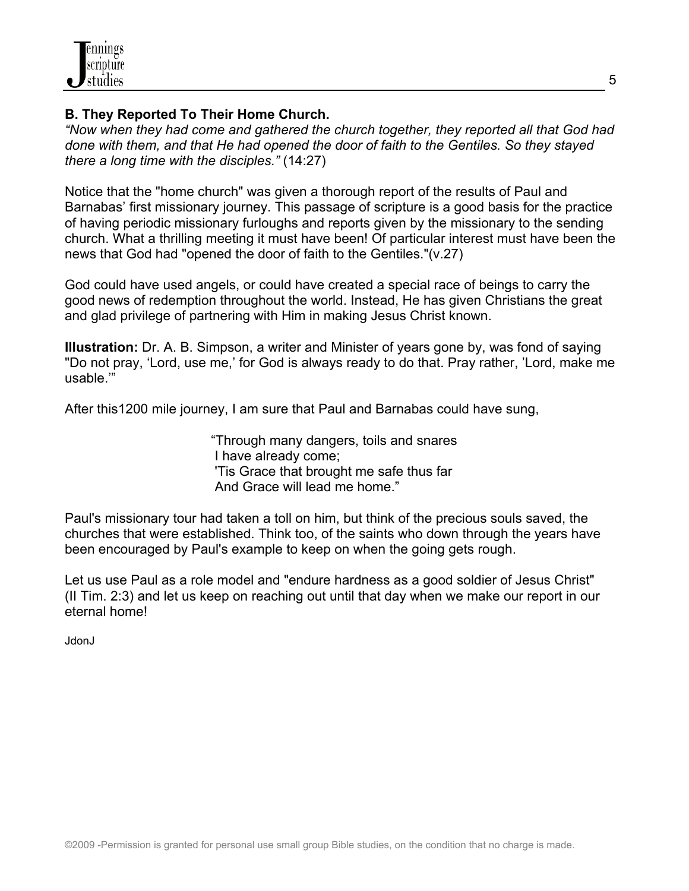**B. They Reported To Their Home Church.**

*"Now when they had come and gathered the church together, they reported all that God had done with them, and that He had opened the door of faith to the Gentiles. So they stayed there a long time with the disciples."* (14:27)

Notice that the "home church" was given a thorough report of the results of Paul and Barnabas' first missionary journey. This passage of scripture is a good basis for the practice of having periodic missionary furloughs and reports given by the missionary to the sending church. What a thrilling meeting it must have been! Of particular interest must have been the news that God had "opened the door of faith to the Gentiles."(v.27)

God could have used angels, or could have created a special race of beings to carry the good news of redemption throughout the world. Instead, He has given Christians the great and glad privilege of partnering with Him in making Jesus Christ known.

**Illustration:** Dr. A. B. Simpson, a writer and Minister of years gone by, was fond of saying "Do not pray, 'Lord, use me,' for God is always ready to do that. Pray rather, 'Lord, make me usable.'"

After this1200 mile journey, I am sure that Paul and Barnabas could have sung,

> "Through many dangers, toils and snares
> I have already come;
> 'Tis Grace that brought me safe thus far
> And Grace will lead me home."

Paul's missionary tour had taken a toll on him, but think of the precious souls saved, the churches that were established. Think too, of the saints who down through the years have been encouraged by Paul's example to keep on when the going gets rough.

Let us use Paul as a role model and "endure hardness as a good soldier of Jesus Christ" (II Tim. 2:3) and let us keep on reaching out until that day when we make our report in our eternal home!

JdonJ

©2009 -Permission is granted for personal use small group Bible studies, on the condition that no charge is made.